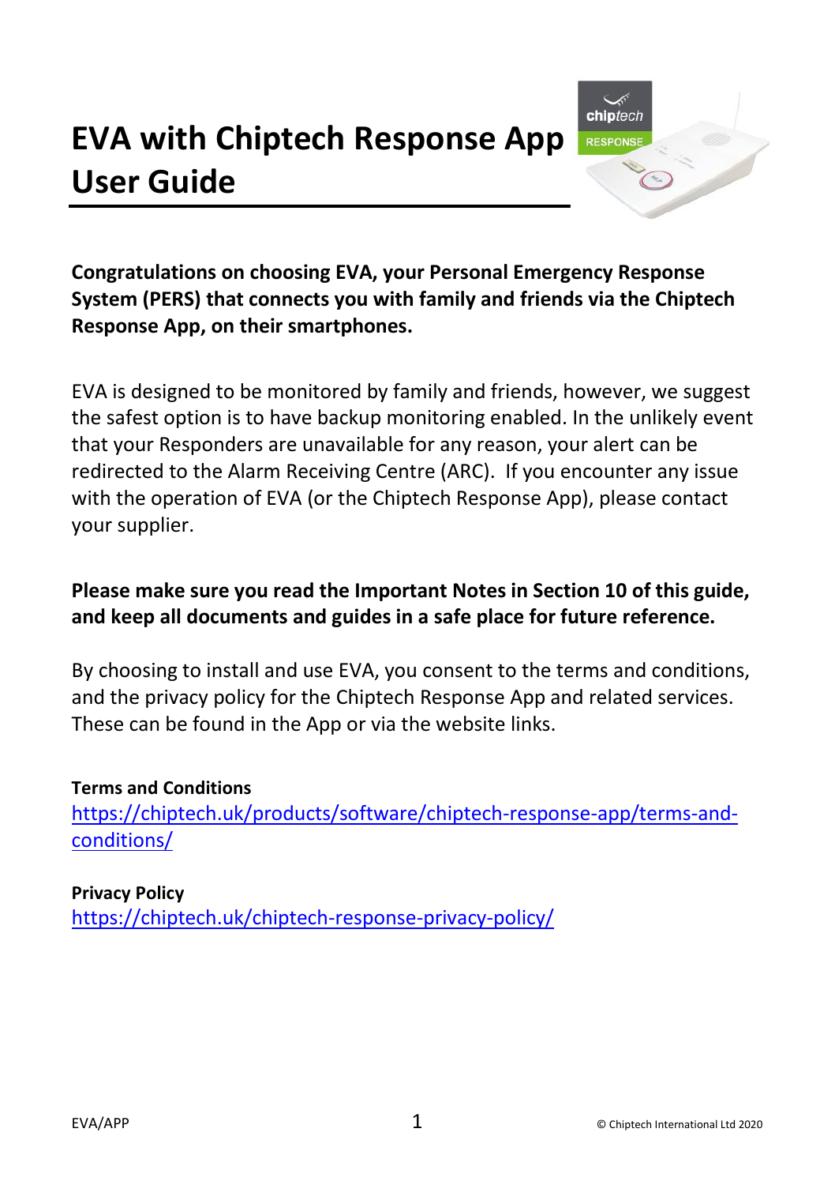# EVA with Chiptech Response App User Guide

**Congratulations on choosing EVA, your Personal Emergency Response System (PERS) that connects you with family and friends via the Chiptech Response App, on their smartphones.**

EVA is designed to be monitored by family and friends, however, we suggest the safest option is to have backup monitoring enabled. In the unlikely event that your Responders are unavailable for any reason, your alert can be redirected to the Alarm Receiving Centre (ARC). If you encounter any issue with the operation of EVA (or the Chiptech Response App), please contact your supplier.

**Please make sure you read the Important Notes in Section 10 of this guide, and keep all documents and guides in a safe place for future reference.**

By choosing to install and use EVA, you consent to the terms and conditions, and the privacy policy for the Chiptech Response App and related services. These can be found in the App or via the website links.

**Terms and Conditions**
https://chiptech.uk/products/software/chiptech-response-app/terms-and-conditions/

**Privacy Policy**
https://chiptech.uk/chiptech-response-privacy-policy/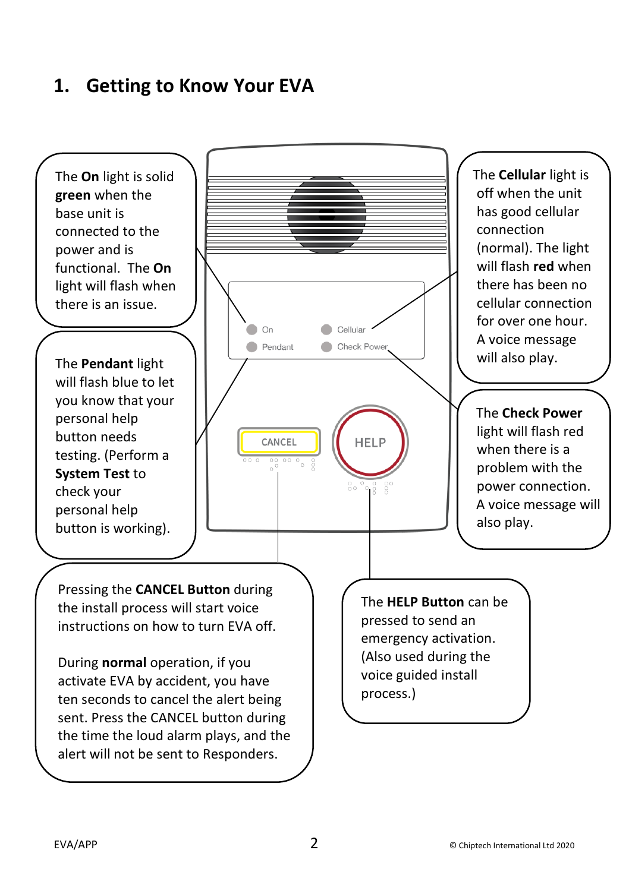# 1. Getting to Know Your EVA

The **On** light is solid **green** when the base unit is connected to the power and is functional. The **On** light will flash when there is an issue.

The **Cellular** light is off when the unit has good cellular connection (normal). The light will flash **red** when there has been no cellular connection for over one hour. A voice message will also play.

The **Pendant** light will flash blue to let you know that your personal help button needs testing. (Perform a **System Test** to check your personal help button is working).

The **Check Power** light will flash red when there is a problem with the power connection. A voice message will also play.

On

Pendant

Cellular

Check Power

CANCEL

HELP

Pressing the **CANCEL Button** during the install process will start voice instructions on how to turn EVA off.

During **normal** operation, if you activate EVA by accident, you have ten seconds to cancel the alert being sent. Press the CANCEL button during the time the loud alarm plays, and the alert will not be sent to Responders.

The **HELP Button** can be pressed to send an emergency activation. (Also used during the voice guided install process.)

EVA/APP

© Chiptech International Ltd 2020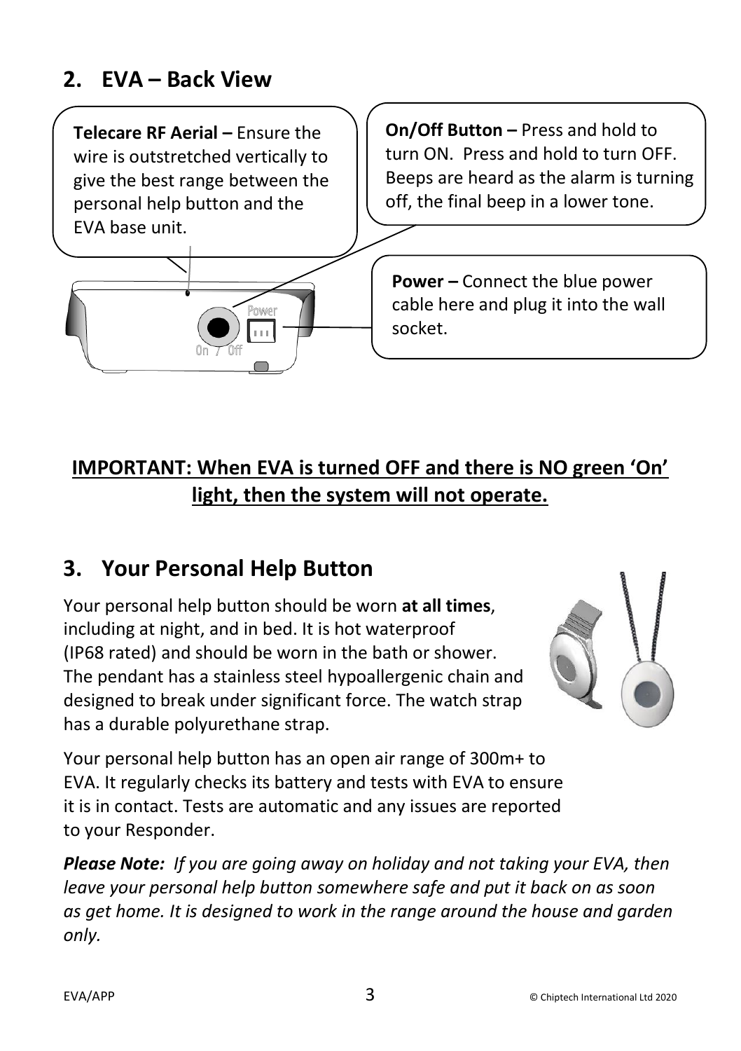## 2. EVA – Back View

**Telecare RF Aerial –** Ensure the wire is outstretched vertically to give the best range between the personal help button and the EVA base unit.

**On/Off Button –** Press and hold to turn ON. Press and hold to turn OFF. Beeps are heard as the alarm is turning off, the final beep in a lower tone.

**Power –** Connect the blue power cable here and plug it into the wall socket.

**IMPORTANT: When EVA is turned OFF and there is NO green 'On' light, then the system will not operate.**

## 3. Your Personal Help Button

Your personal help button should be worn **at all times**, including at night, and in bed. It is hot waterproof (IP68 rated) and should be worn in the bath or shower. The pendant has a stainless steel hypoallergenic chain and designed to break under significant force. The watch strap has a durable polyurethane strap.

Your personal help button has an open air range of 300m+ to EVA. It regularly checks its battery and tests with EVA to ensure it is in contact. Tests are automatic and any issues are reported to your Responder.

***Please Note:*** *If you are going away on holiday and not taking your EVA, then leave your personal help button somewhere safe and put it back on as soon as get home. It is designed to work in the range around the house and garden only.*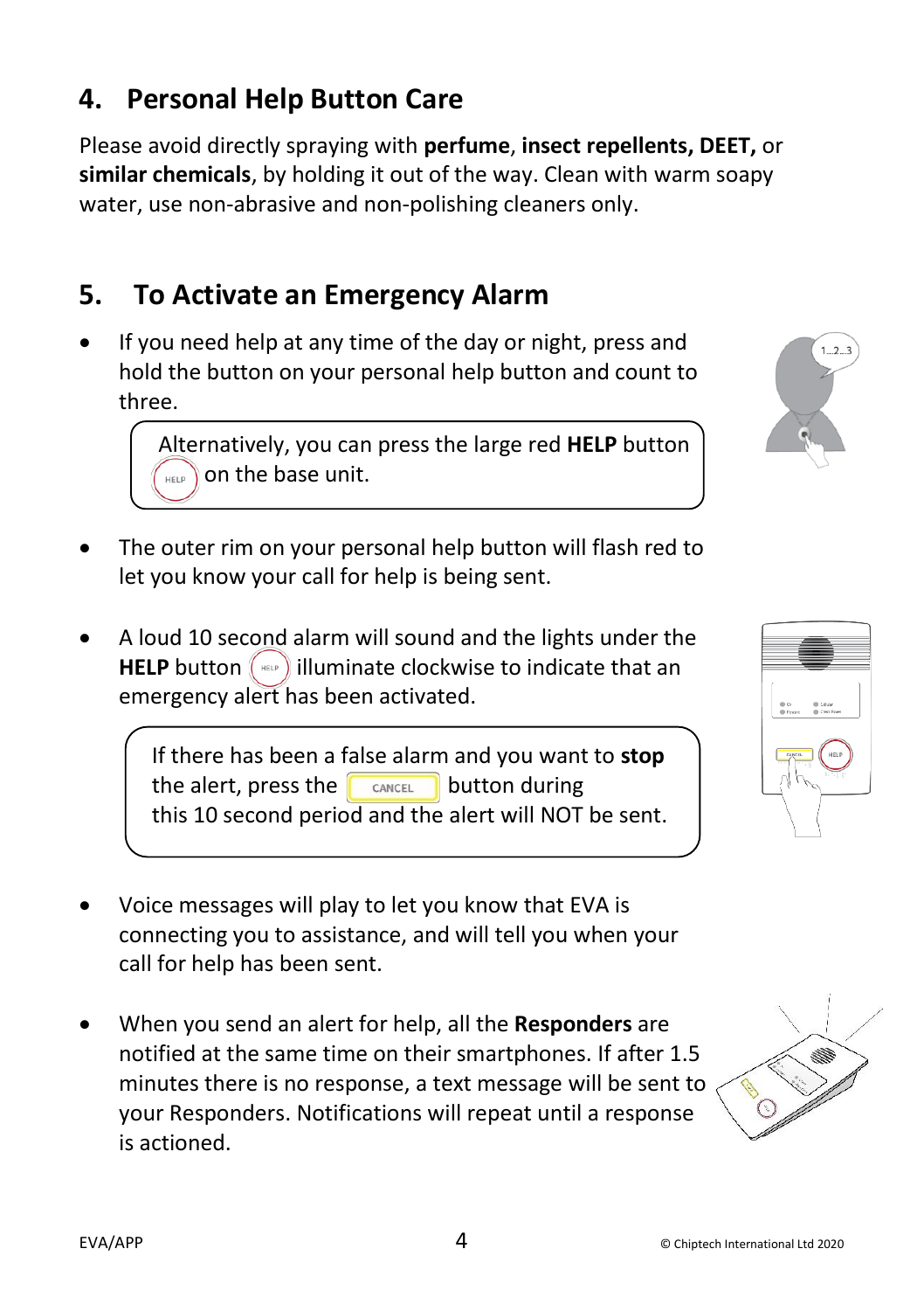## 4. Personal Help Button Care

Please avoid directly spraying with **perfume**, **insect repellents, DEET,** or **similar chemicals**, by holding it out of the way. Clean with warm soapy water, use non-abrasive and non-polishing cleaners only.

## 5. To Activate an Emergency Alarm

- If you need help at any time of the day or night, press and hold the button on your personal help button and count to three.

> Alternatively, you can press the large red **HELP** button on the base unit.

- The outer rim on your personal help button will flash red to let you know your call for help is being sent.
- A loud 10 second alarm will sound and the lights under the **HELP** button illuminate clockwise to indicate that an emergency alert has been activated.

> If there has been a false alarm and you want to **stop** the alert, press the CANCEL button during this 10 second period and the alert will NOT be sent.

- Voice messages will play to let you know that EVA is connecting you to assistance, and will tell you when your call for help has been sent.
- When you send an alert for help, all the **Responders** are notified at the same time on their smartphones. If after 1.5 minutes there is no response, a text message will be sent to your Responders. Notifications will repeat until a response is actioned.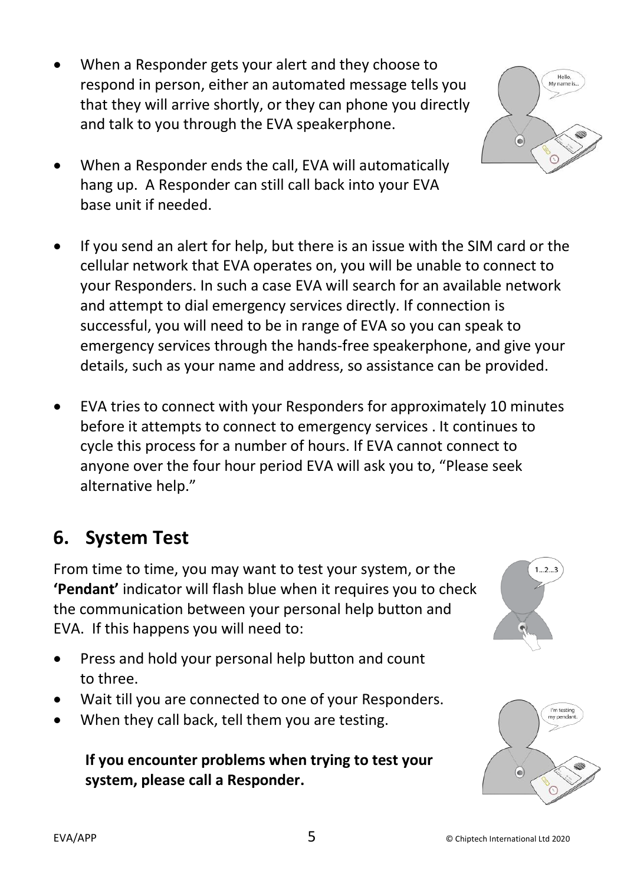- When a Responder gets your alert and they choose to respond in person, either an automated message tells you that they will arrive shortly, or they can phone you directly and talk to you through the EVA speakerphone.
- When a Responder ends the call, EVA will automatically hang up. A Responder can still call back into your EVA base unit if needed.
- If you send an alert for help, but there is an issue with the SIM card or the cellular network that EVA operates on, you will be unable to connect to your Responders. In such a case EVA will search for an available network and attempt to dial emergency services directly. If connection is successful, you will need to be in range of EVA so you can speak to emergency services through the hands-free speakerphone, and give your details, such as your name and address, so assistance can be provided.
- EVA tries to connect with your Responders for approximately 10 minutes before it attempts to connect to emergency services . It continues to cycle this process for a number of hours. If EVA cannot connect to anyone over the four hour period EVA will ask you to, "Please seek alternative help."

## 6. System Test

From time to time, you may want to test your system, or the **'Pendant'** indicator will flash blue when it requires you to check the communication between your personal help button and EVA. If this happens you will need to:

- Press and hold your personal help button and count to three.
- Wait till you are connected to one of your Responders.
- When they call back, tell them you are testing.

**If you encounter problems when trying to test your system, please call a Responder.**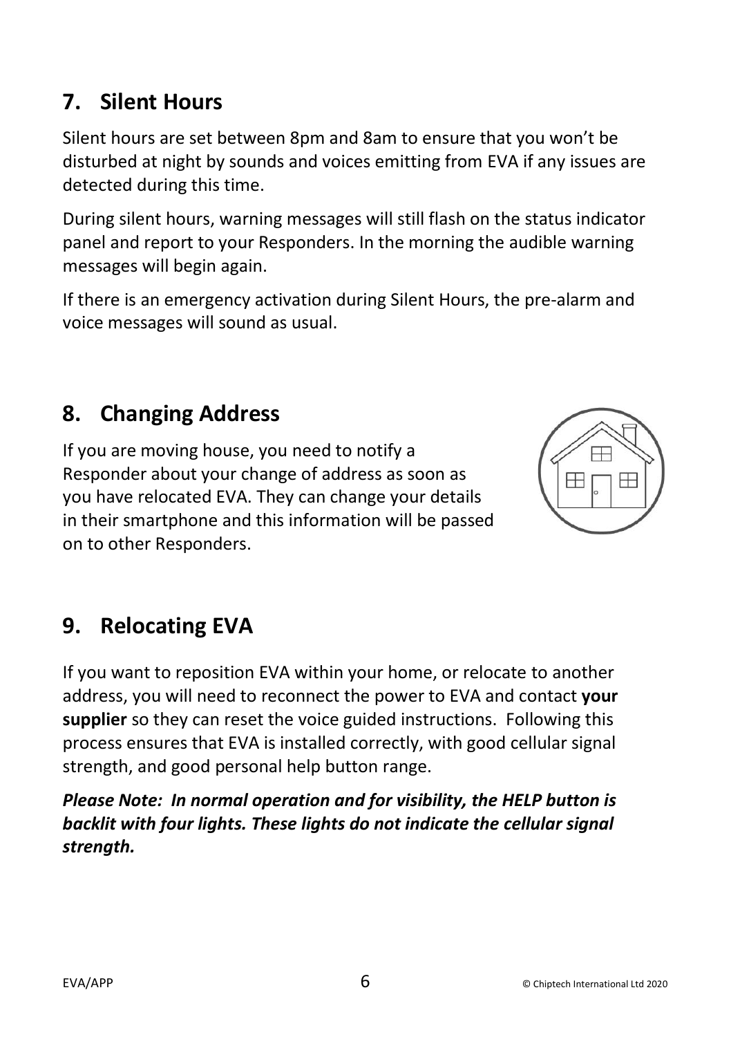## 7. Silent Hours

Silent hours are set between 8pm and 8am to ensure that you won't be disturbed at night by sounds and voices emitting from EVA if any issues are detected during this time.

During silent hours, warning messages will still flash on the status indicator panel and report to your Responders. In the morning the audible warning messages will begin again.

If there is an emergency activation during Silent Hours, the pre-alarm and voice messages will sound as usual.

## 8. Changing Address

If you are moving house, you need to notify a Responder about your change of address as soon as you have relocated EVA. They can change your details in their smartphone and this information will be passed on to other Responders.

## 9. Relocating EVA

If you want to reposition EVA within your home, or relocate to another address, you will need to reconnect the power to EVA and contact **your supplier** so they can reset the voice guided instructions. Following this process ensures that EVA is installed correctly, with good cellular signal strength, and good personal help button range.

***Please Note: In normal operation and for visibility, the HELP button is backlit with four lights. These lights do not indicate the cellular signal strength.***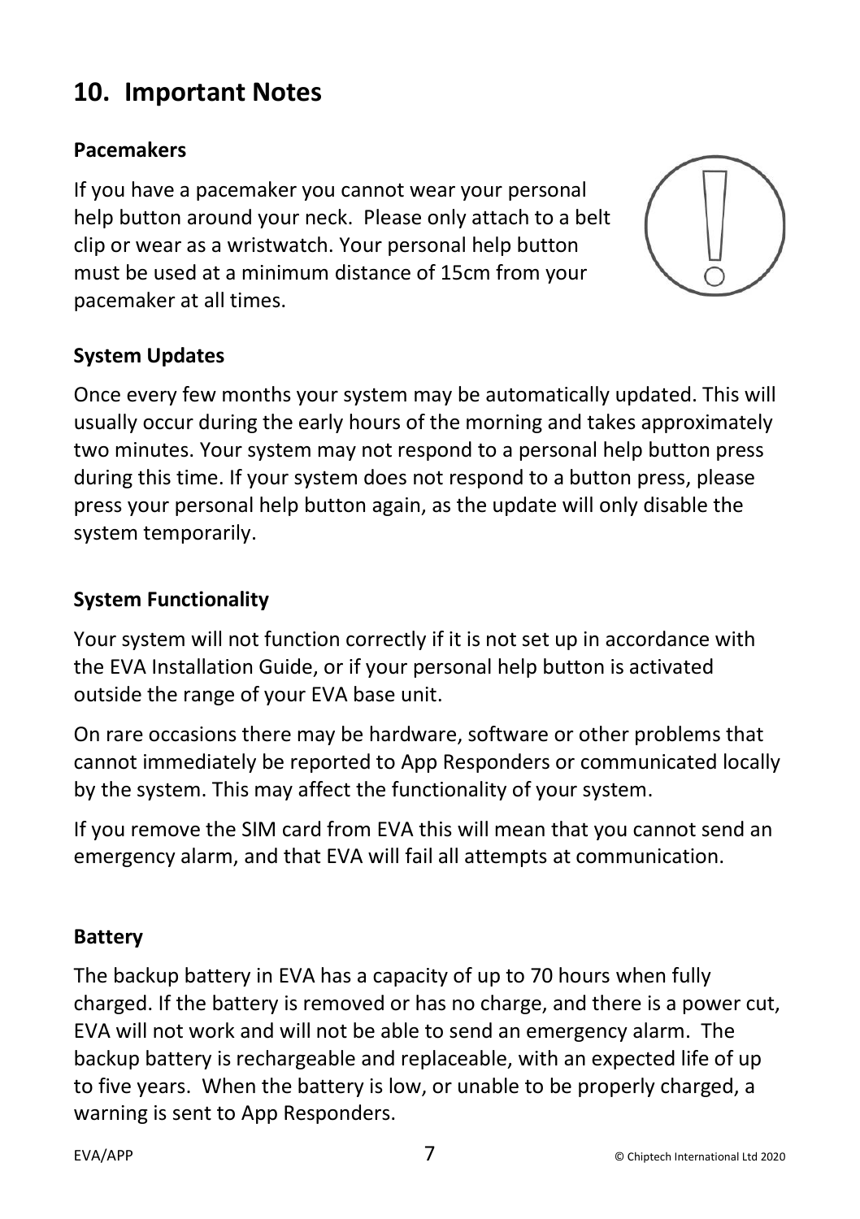## 10. Important Notes

### Pacemakers

If you have a pacemaker you cannot wear your personal help button around your neck. Please only attach to a belt clip or wear as a wristwatch. Your personal help button must be used at a minimum distance of 15cm from your pacemaker at all times.

### System Updates

Once every few months your system may be automatically updated. This will usually occur during the early hours of the morning and takes approximately two minutes. Your system may not respond to a personal help button press during this time. If your system does not respond to a button press, please press your personal help button again, as the update will only disable the system temporarily.

### System Functionality

Your system will not function correctly if it is not set up in accordance with the EVA Installation Guide, or if your personal help button is activated outside the range of your EVA base unit.

On rare occasions there may be hardware, software or other problems that cannot immediately be reported to App Responders or communicated locally by the system. This may affect the functionality of your system.

If you remove the SIM card from EVA this will mean that you cannot send an emergency alarm, and that EVA will fail all attempts at communication.

### Battery

The backup battery in EVA has a capacity of up to 70 hours when fully charged. If the battery is removed or has no charge, and there is a power cut, EVA will not work and will not be able to send an emergency alarm. The backup battery is rechargeable and replaceable, with an expected life of up to five years. When the battery is low, or unable to be properly charged, a warning is sent to App Responders.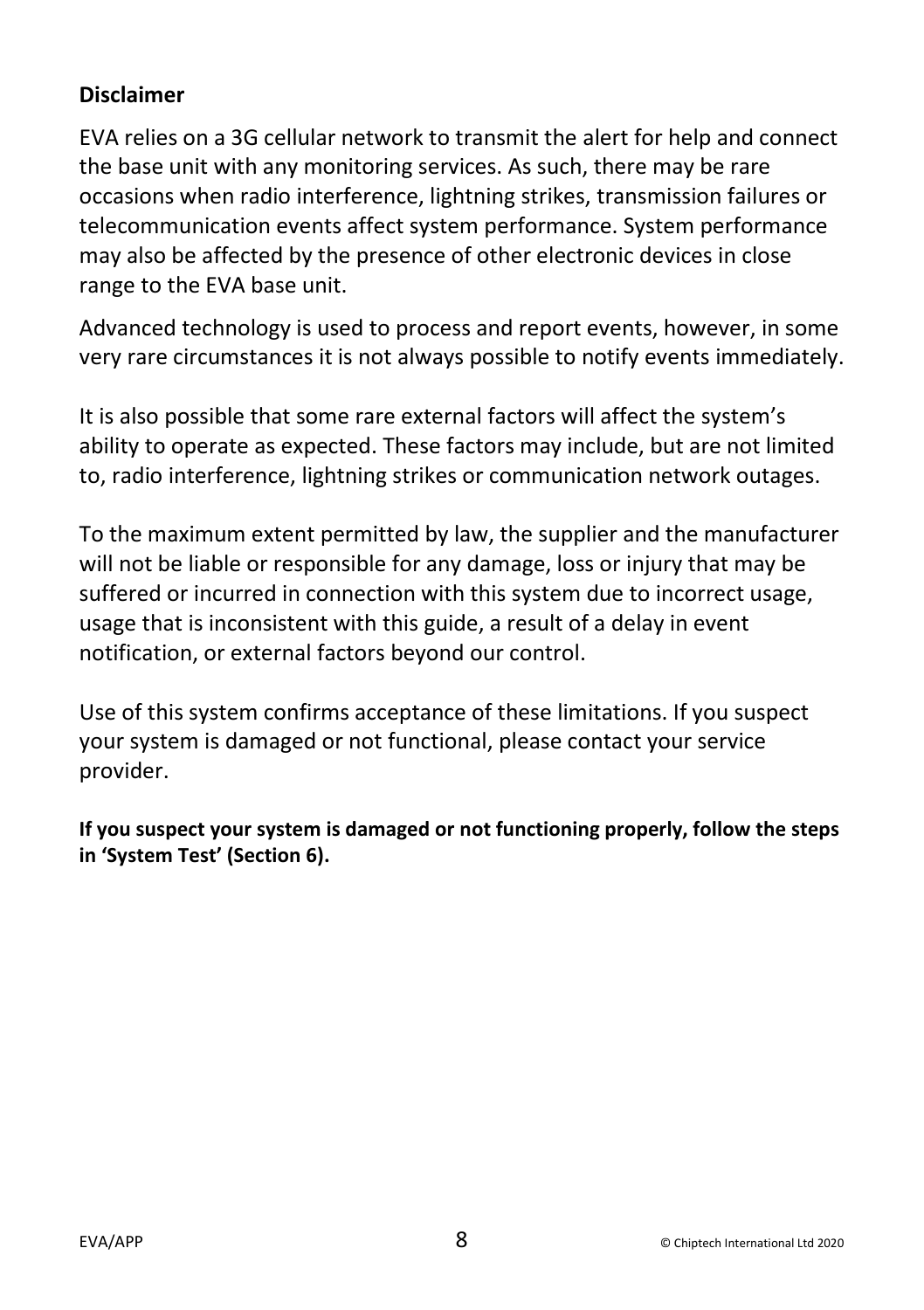## Disclaimer

EVA relies on a 3G cellular network to transmit the alert for help and connect the base unit with any monitoring services. As such, there may be rare occasions when radio interference, lightning strikes, transmission failures or telecommunication events affect system performance. System performance may also be affected by the presence of other electronic devices in close range to the EVA base unit.

Advanced technology is used to process and report events, however, in some very rare circumstances it is not always possible to notify events immediately.

It is also possible that some rare external factors will affect the system's ability to operate as expected. These factors may include, but are not limited to, radio interference, lightning strikes or communication network outages.

To the maximum extent permitted by law, the supplier and the manufacturer will not be liable or responsible for any damage, loss or injury that may be suffered or incurred in connection with this system due to incorrect usage, usage that is inconsistent with this guide, a result of a delay in event notification, or external factors beyond our control.

Use of this system confirms acceptance of these limitations. If you suspect your system is damaged or not functional, please contact your service provider.

**If you suspect your system is damaged or not functioning properly, follow the steps in 'System Test' (Section 6).**